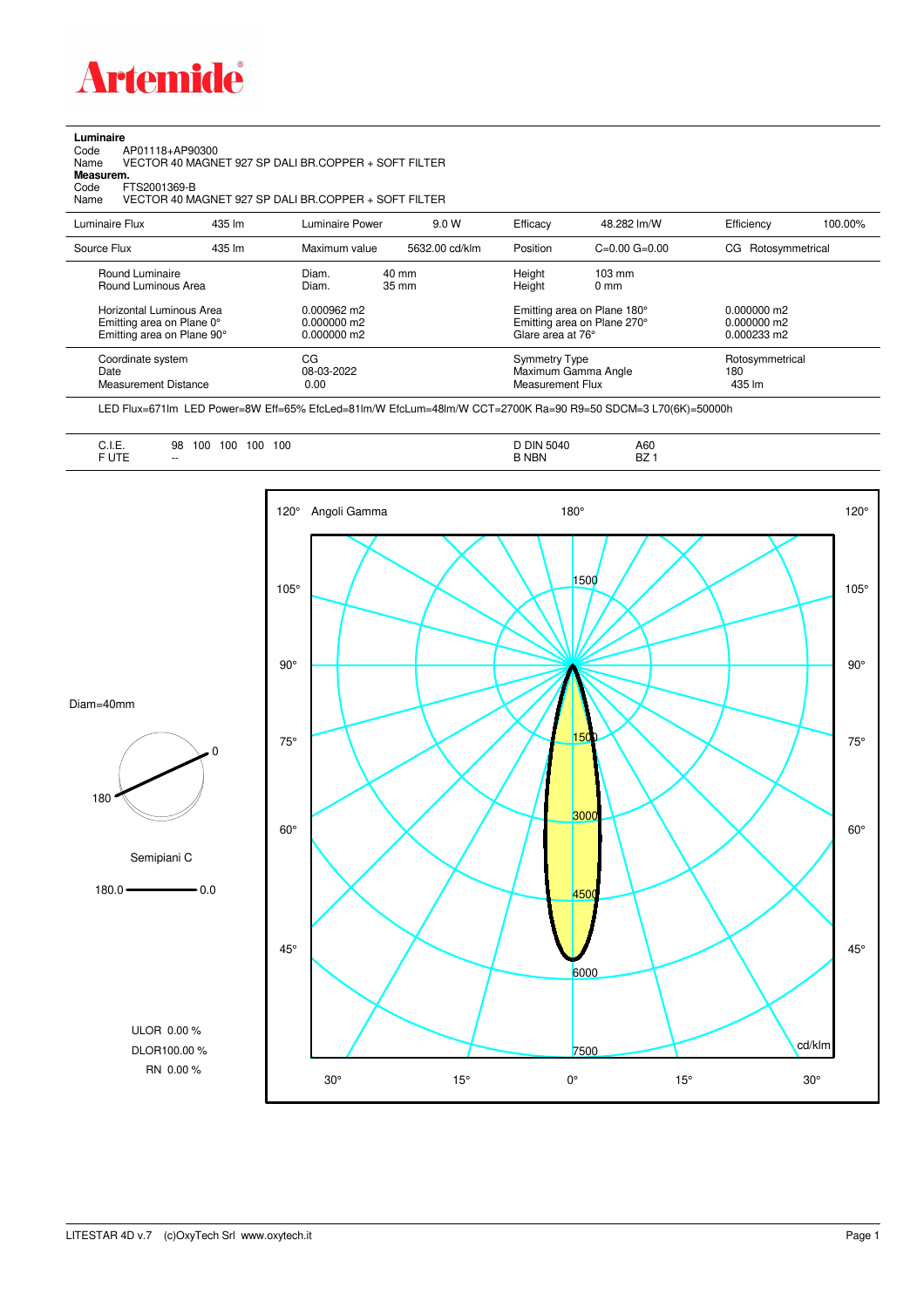# Artemide

**Luminaire**
Code AP01118+AP90300
Name VECTOR 40 MAGNET 927 SP DALI BR.COPPER + SOFT FILTER
**Measurem.**
Code FTS2001369-B
Name VECTOR 40 MAGNET 927 SP DALI BR.COPPER + SOFT FILTER

| Luminaire Flux | 435 lm | Luminaire Power | 9.0 W | Efficacy | 48.282 lm/W | Efficiency | 100.00% |
|---|---|---|---|---|---|---|---|
| Source Flux | 435 lm | Maximum value | 5632.00 cd/klm | Position | C=0.00 G=0.00 | CG | Rotosymmetrical |

| | | | | |
|---|---|---|---|---|
| Round Luminaire | Diam. 40 mm | Height 103 mm | | |
| Round Luminous Area | Diam. 35 mm | Height 0 mm | | |
| Horizontal Luminous Area | 0.000962 m2 | Emitting area on Plane 180° | 0.000000 m2 | |
| Emitting area on Plane 0° | 0.000000 m2 | Emitting area on Plane 270° | 0.000000 m2 | |
| Emitting area on Plane 90° | 0.000000 m2 | Glare area at 76° | 0.000233 m2 | |
| Coordinate system | CG | Symmetry Type | Rotosymmetrical | |
| Date | 08-03-2022 | Maximum Gamma Angle | 180 | |
| Measurement Distance | 0.00 | Measurement Flux | 435 lm | |

LED Flux=671lm LED Power=8W Eff=65% EfcLed=81lm/W EfcLum=48lm/W CCT=2700K Ra=90 R9=50 SDCM=3 L70(6K)=50000h

| | | | |
|---|---|---|---|
| C.I.E. | 98 100 100 100 100 | D DIN 5040 | A60 |
| F UTE | -- | B NBN | BZ 1 |

Diam=40mm

Semipiani C

180.0 — 0.0

ULOR 0.00 %
DLOR100.00 %
RN 0.00 %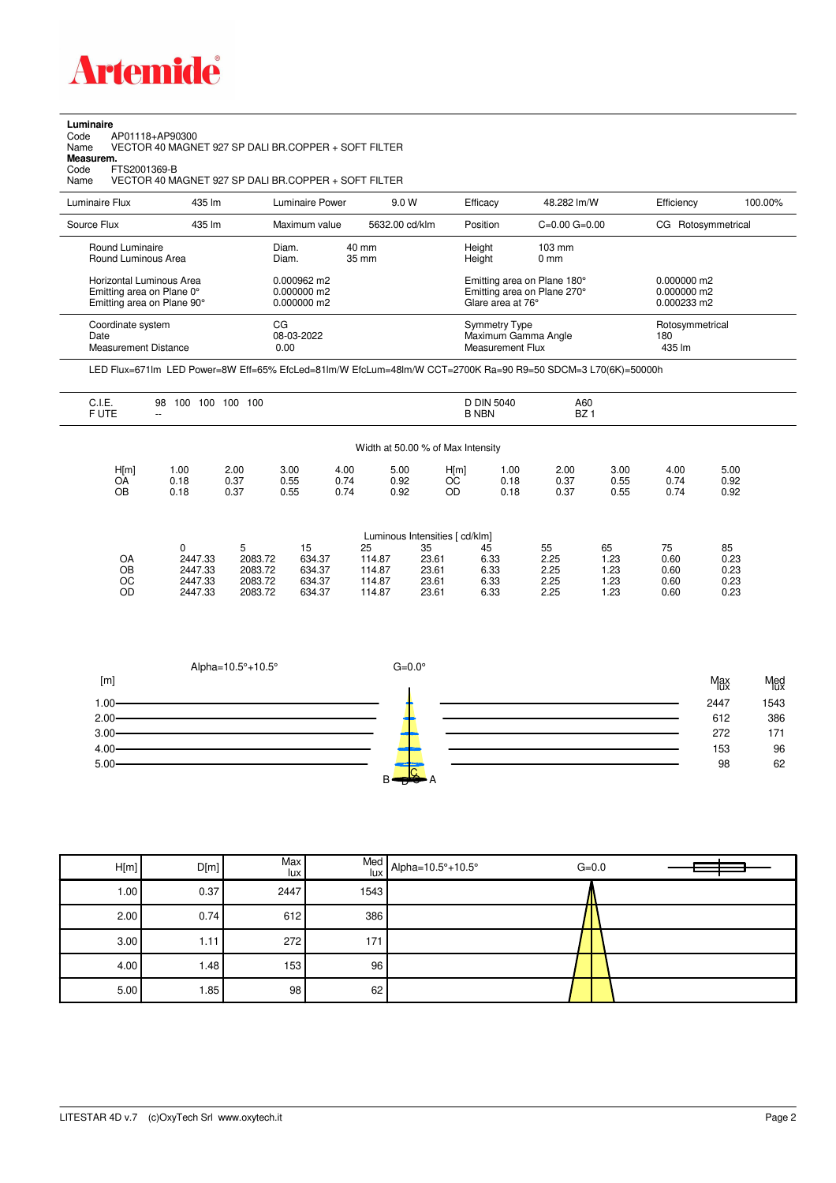**Luminaire**

Code AP01118+AP90300
Name VECTOR 40 MAGNET 927 SP DALI BR.COPPER + SOFT FILTER

**Measurem.**

Code FTS2001369-B
Name VECTOR 40 MAGNET 927 SP DALI BR.COPPER + SOFT FILTER

| | | | | | | | |
|---|---|---|---|---|---|---|---|
| Luminaire Flux | 435 lm | Luminaire Power | 9.0 W | Efficacy | 48.282 lm/W | Efficiency | 100.00% |
| Source Flux | 435 lm | Maximum value | 5632.00 cd/klm | Position | C=0.00 G=0.00 | CG | Rotosymmetrical |

| | | | | | |
|---|---|---|---|---|---|
| Round Luminaire | Diam. | 40 mm | Height | 103 mm | |
| Round Luminous Area | Diam. | 35 mm | Height | 0 mm | |
| Horizontal Luminous Area | 0.000962 m2 | | Emitting area on Plane 180° | | 0.000000 m2 |
| Emitting area on Plane 0° | 0.000000 m2 | | Emitting area on Plane 270° | | 0.000000 m2 |
| Emitting area on Plane 90° | 0.000000 m2 | | Glare area at 76° | | 0.000233 m2 |

| | | | |
|---|---|---|---|
| Coordinate system | CG | Symmetry Type | Rotosymmetrical |
| Date | 08-03-2022 | Maximum Gamma Angle | 180 |
| Measurement Distance | 0.00 | Measurement Flux | 435 lm |

LED Flux=671lm LED Power=8W Eff=65% EfcLed=81lm/W EfcLum=48lm/W CCT=2700K Ra=90 R9=50 SDCM=3 L70(6K)=50000h

| | | | |
|---|---|---|---|
| C.I.E. | 98 100 100 100 100 | D DIN 5040 | A60 |
| F UTE | -- | B NBN | BZ 1 |

Width at 50.00 % of Max Intensity

| H[m] | 1.00 | 2.00 | 3.00 | 4.00 | 5.00 | H[m] | 1.00 | 2.00 | 3.00 | 4.00 | 5.00 |
|---|---|---|---|---|---|---|---|---|---|---|---|
| OA | 0.18 | 0.37 | 0.55 | 0.74 | 0.92 | OC | 0.18 | 0.37 | 0.55 | 0.74 | 0.92 |
| OB | 0.18 | 0.37 | 0.55 | 0.74 | 0.92 | OD | 0.18 | 0.37 | 0.55 | 0.74 | 0.92 |

Luminous Intensities [ cd/klm]

| | 0 | 5 | 15 | 25 | 35 | 45 | 55 | 65 | 75 | 85 |
|---|---|---|---|---|---|---|---|---|---|---|
| OA | 2447.33 | 2083.72 | 634.37 | 114.87 | 23.61 | 6.33 | 2.25 | 1.23 | 0.60 | 0.23 |
| OB | 2447.33 | 2083.72 | 634.37 | 114.87 | 23.61 | 6.33 | 2.25 | 1.23 | 0.60 | 0.23 |
| OC | 2447.33 | 2083.72 | 634.37 | 114.87 | 23.61 | 6.33 | 2.25 | 1.23 | 0.60 | 0.23 |
| OD | 2447.33 | 2083.72 | 634.37 | 114.87 | 23.61 | 6.33 | 2.25 | 1.23 | 0.60 | 0.23 |

Alpha=10.5°+10.5°
G=0.0°
[m]
1.00
2.00
3.00
4.00
5.00
B D C A
Max lux
2447
612
272
153
98
Med lux
1543
386
171
96
62

| H[m] | D[m] | Max lux | Med lux | Alpha=10.5°+10.5° G=0.0 |
|---|---|---|---|---|
| 1.00 | 0.37 | 2447 | 1543 | |
| 2.00 | 0.74 | 612 | 386 | |
| 3.00 | 1.11 | 272 | 171 | |
| 4.00 | 1.48 | 153 | 96 | |
| 5.00 | 1.85 | 98 | 62 | |

LITESTAR 4D v.7 (c)OxyTech Srl www.oxytech.it